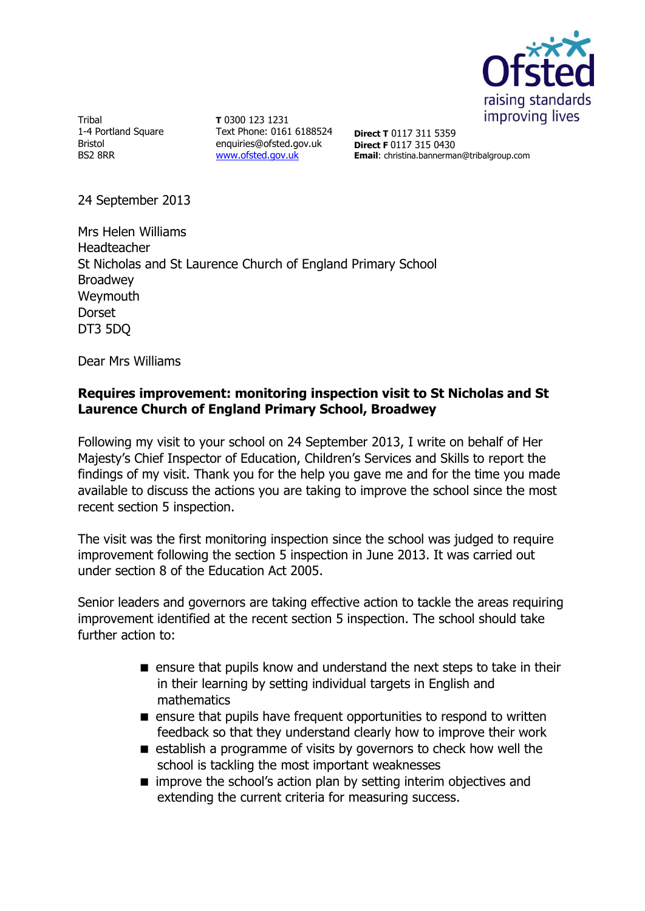Tribal
1-4 Portland Square
Bristol
BS2 8RR

**T** 0300 123 1231
Text Phone: 0161 6188524
enquiries@ofsted.gov.uk
www.ofsted.gov.uk

**Direct T** 0117 311 5359
**Direct F** 0117 315 0430
**Email**: christina.bannerman@tribalgroup.com

24 September 2013

Mrs Helen Williams
Headteacher
St Nicholas and St Laurence Church of England Primary School
Broadwey
Weymouth
Dorset
DT3 5DQ

Dear Mrs Williams

**Requires improvement: monitoring inspection visit to St Nicholas and St Laurence Church of England Primary School, Broadwey**

Following my visit to your school on 24 September 2013, I write on behalf of Her Majesty's Chief Inspector of Education, Children's Services and Skills to report the findings of my visit. Thank you for the help you gave me and for the time you made available to discuss the actions you are taking to improve the school since the most recent section 5 inspection.

The visit was the first monitoring inspection since the school was judged to require improvement following the section 5 inspection in June 2013. It was carried out under section 8 of the Education Act 2005.

Senior leaders and governors are taking effective action to tackle the areas requiring improvement identified at the recent section 5 inspection. The school should take further action to:

- ensure that pupils know and understand the next steps to take in their in their learning by setting individual targets in English and mathematics
- ensure that pupils have frequent opportunities to respond to written feedback so that they understand clearly how to improve their work
- establish a programme of visits by governors to check how well the school is tackling the most important weaknesses
- improve the school's action plan by setting interim objectives and extending the current criteria for measuring success.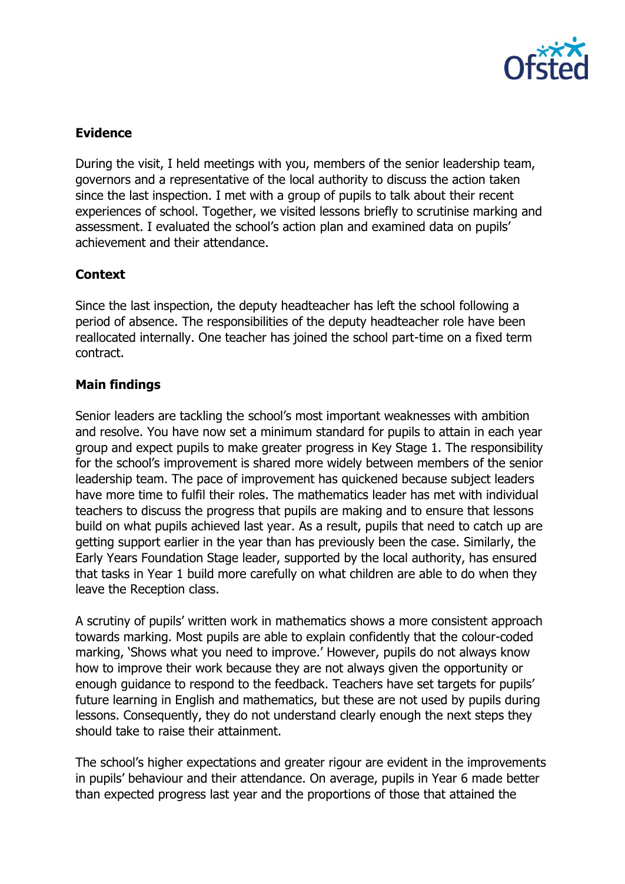**Evidence**

During the visit, I held meetings with you, members of the senior leadership team, governors and a representative of the local authority to discuss the action taken since the last inspection. I met with a group of pupils to talk about their recent experiences of school. Together, we visited lessons briefly to scrutinise marking and assessment. I evaluated the school's action plan and examined data on pupils' achievement and their attendance.

**Context**

Since the last inspection, the deputy headteacher has left the school following a period of absence. The responsibilities of the deputy headteacher role have been reallocated internally. One teacher has joined the school part-time on a fixed term contract.

**Main findings**

Senior leaders are tackling the school's most important weaknesses with ambition and resolve. You have now set a minimum standard for pupils to attain in each year group and expect pupils to make greater progress in Key Stage 1. The responsibility for the school's improvement is shared more widely between members of the senior leadership team. The pace of improvement has quickened because subject leaders have more time to fulfil their roles. The mathematics leader has met with individual teachers to discuss the progress that pupils are making and to ensure that lessons build on what pupils achieved last year. As a result, pupils that need to catch up are getting support earlier in the year than has previously been the case. Similarly, the Early Years Foundation Stage leader, supported by the local authority, has ensured that tasks in Year 1 build more carefully on what children are able to do when they leave the Reception class.

A scrutiny of pupils' written work in mathematics shows a more consistent approach towards marking. Most pupils are able to explain confidently that the colour-coded marking, 'Shows what you need to improve.' However, pupils do not always know how to improve their work because they are not always given the opportunity or enough guidance to respond to the feedback. Teachers have set targets for pupils' future learning in English and mathematics, but these are not used by pupils during lessons. Consequently, they do not understand clearly enough the next steps they should take to raise their attainment.

The school's higher expectations and greater rigour are evident in the improvements in pupils' behaviour and their attendance. On average, pupils in Year 6 made better than expected progress last year and the proportions of those that attained the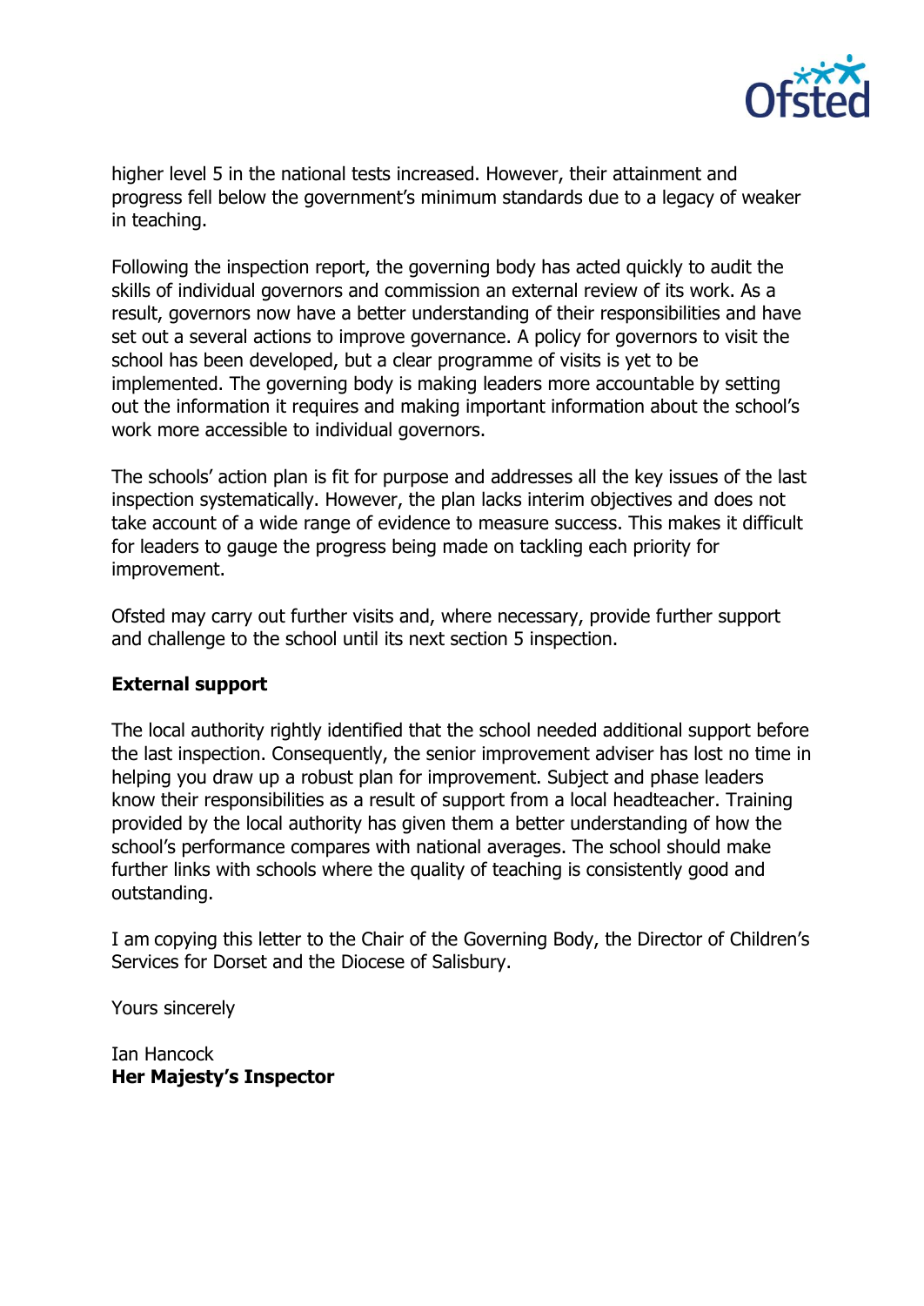higher level 5 in the national tests increased. However, their attainment and progress fell below the government's minimum standards due to a legacy of weaker in teaching.

Following the inspection report, the governing body has acted quickly to audit the skills of individual governors and commission an external review of its work. As a result, governors now have a better understanding of their responsibilities and have set out a several actions to improve governance. A policy for governors to visit the school has been developed, but a clear programme of visits is yet to be implemented. The governing body is making leaders more accountable by setting out the information it requires and making important information about the school's work more accessible to individual governors.

The schools' action plan is fit for purpose and addresses all the key issues of the last inspection systematically. However, the plan lacks interim objectives and does not take account of a wide range of evidence to measure success. This makes it difficult for leaders to gauge the progress being made on tackling each priority for improvement.

Ofsted may carry out further visits and, where necessary, provide further support and challenge to the school until its next section 5 inspection.

**External support**

The local authority rightly identified that the school needed additional support before the last inspection. Consequently, the senior improvement adviser has lost no time in helping you draw up a robust plan for improvement. Subject and phase leaders know their responsibilities as a result of support from a local headteacher. Training provided by the local authority has given them a better understanding of how the school's performance compares with national averages. The school should make further links with schools where the quality of teaching is consistently good and outstanding.

I am copying this letter to the Chair of the Governing Body, the Director of Children's Services for Dorset and the Diocese of Salisbury.

Yours sincerely

Ian Hancock
**Her Majesty's Inspector**